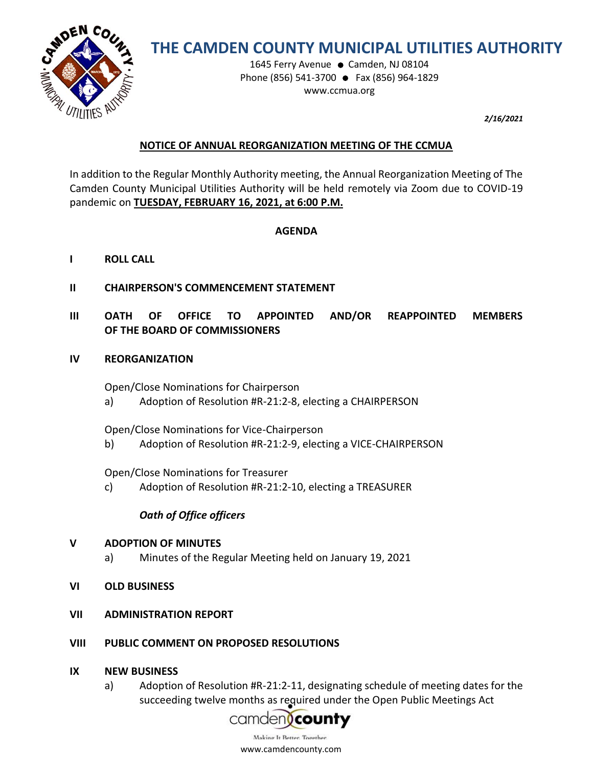# THE CAMDEN COUNTY MUNICIPAL UTILITIES AUTHORITY

1645 Ferry Avenue ● Camden, NJ 08104
Phone (856) 541-3700 ● Fax (856) 964-1829
www.ccmua.org

*2/16/2021*

## NOTICE OF ANNUAL REORGANIZATION MEETING OF THE CCMUA

In addition to the Regular Monthly Authority meeting, the Annual Reorganization Meeting of The Camden County Municipal Utilities Authority will be held remotely via Zoom due to COVID-19 pandemic on **TUESDAY, FEBRUARY 16, 2021, at 6:00 P.M.**

### AGENDA

**I ROLL CALL**

**II CHAIRPERSON'S COMMENCEMENT STATEMENT**

**III OATH OF OFFICE TO APPOINTED AND/OR REAPPOINTED MEMBERS OF THE BOARD OF COMMISSIONERS**

**IV REORGANIZATION**

Open/Close Nominations for Chairperson

a) Adoption of Resolution #R-21:2-8, electing a CHAIRPERSON

Open/Close Nominations for Vice-Chairperson

b) Adoption of Resolution #R-21:2-9, electing a VICE-CHAIRPERSON

Open/Close Nominations for Treasurer

c) Adoption of Resolution #R-21:2-10, electing a TREASURER

***Oath of Office officers***

**V ADOPTION OF MINUTES**

a) Minutes of the Regular Meeting held on January 19, 2021

**VI OLD BUSINESS**

**VII ADMINISTRATION REPORT**

**VIII PUBLIC COMMENT ON PROPOSED RESOLUTIONS**

**IX NEW BUSINESS**

a) Adoption of Resolution #R-21:2-11, designating schedule of meeting dates for the succeeding twelve months as required under the Open Public Meetings Act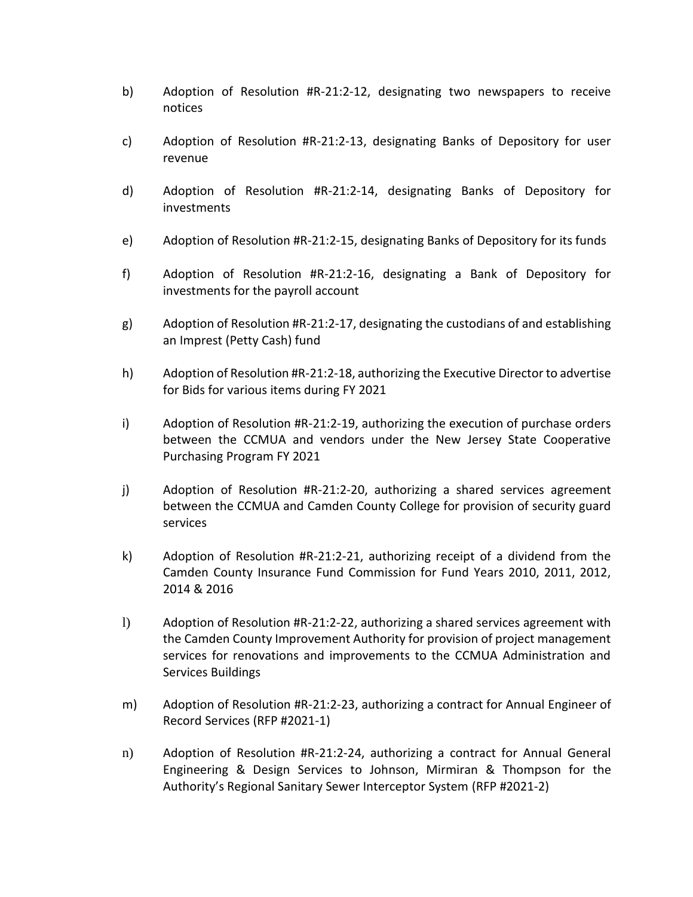b) Adoption of Resolution #R-21:2-12, designating two newspapers to receive notices

c) Adoption of Resolution #R-21:2-13, designating Banks of Depository for user revenue

d) Adoption of Resolution #R-21:2-14, designating Banks of Depository for investments

e) Adoption of Resolution #R-21:2-15, designating Banks of Depository for its funds

f) Adoption of Resolution #R-21:2-16, designating a Bank of Depository for investments for the payroll account

g) Adoption of Resolution #R-21:2-17, designating the custodians of and establishing an Imprest (Petty Cash) fund

h) Adoption of Resolution #R-21:2-18, authorizing the Executive Director to advertise for Bids for various items during FY 2021

i) Adoption of Resolution #R-21:2-19, authorizing the execution of purchase orders between the CCMUA and vendors under the New Jersey State Cooperative Purchasing Program FY 2021

j) Adoption of Resolution #R-21:2-20, authorizing a shared services agreement between the CCMUA and Camden County College for provision of security guard services

k) Adoption of Resolution #R-21:2-21, authorizing receipt of a dividend from the Camden County Insurance Fund Commission for Fund Years 2010, 2011, 2012, 2014 & 2016

l) Adoption of Resolution #R-21:2-22, authorizing a shared services agreement with the Camden County Improvement Authority for provision of project management services for renovations and improvements to the CCMUA Administration and Services Buildings

m) Adoption of Resolution #R-21:2-23, authorizing a contract for Annual Engineer of Record Services (RFP #2021-1)

n) Adoption of Resolution #R-21:2-24, authorizing a contract for Annual General Engineering & Design Services to Johnson, Mirmiran & Thompson for the Authority's Regional Sanitary Sewer Interceptor System (RFP #2021-2)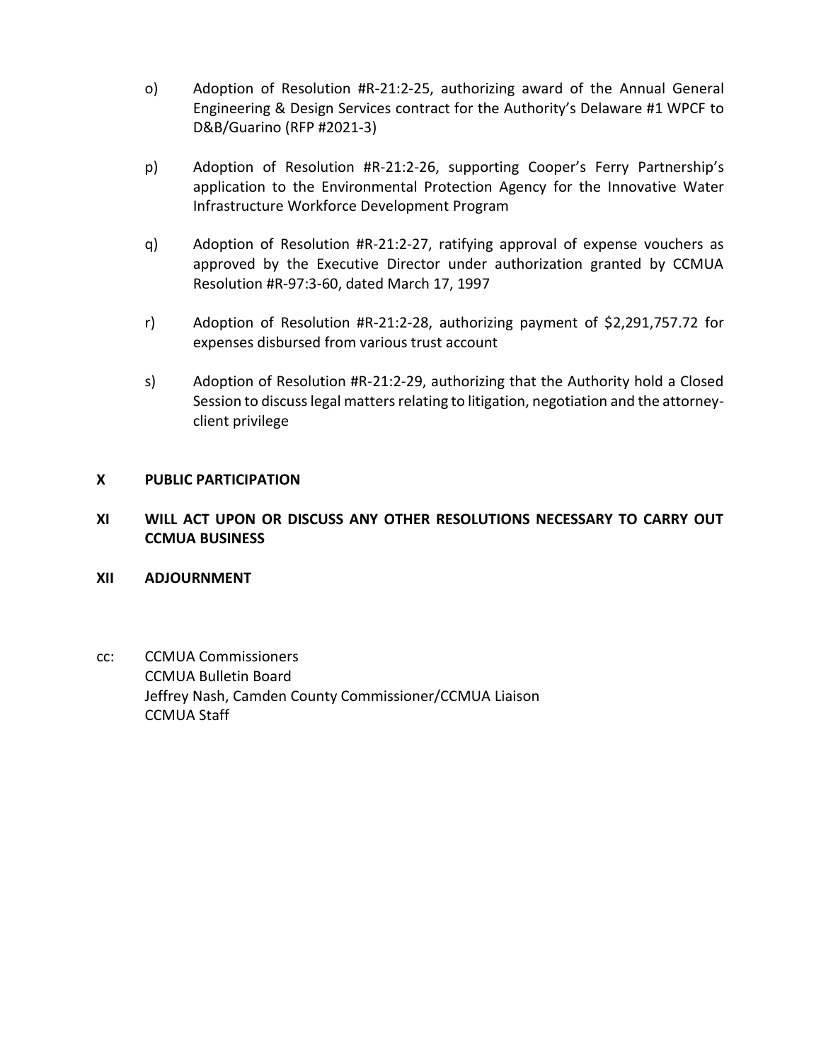o) Adoption of Resolution #R-21:2-25, authorizing award of the Annual General Engineering & Design Services contract for the Authority's Delaware #1 WPCF to D&B/Guarino (RFP #2021-3)

p) Adoption of Resolution #R-21:2-26, supporting Cooper's Ferry Partnership's application to the Environmental Protection Agency for the Innovative Water Infrastructure Workforce Development Program

q) Adoption of Resolution #R-21:2-27, ratifying approval of expense vouchers as approved by the Executive Director under authorization granted by CCMUA Resolution #R-97:3-60, dated March 17, 1997

r) Adoption of Resolution #R-21:2-28, authorizing payment of $2,291,757.72 for expenses disbursed from various trust account

s) Adoption of Resolution #R-21:2-29, authorizing that the Authority hold a Closed Session to discuss legal matters relating to litigation, negotiation and the attorney-client privilege

**X PUBLIC PARTICIPATION**

**XI WILL ACT UPON OR DISCUSS ANY OTHER RESOLUTIONS NECESSARY TO CARRY OUT CCMUA BUSINESS**

**XII ADJOURNMENT**

cc: CCMUA Commissioners
CCMUA Bulletin Board
Jeffrey Nash, Camden County Commissioner/CCMUA Liaison
CCMUA Staff